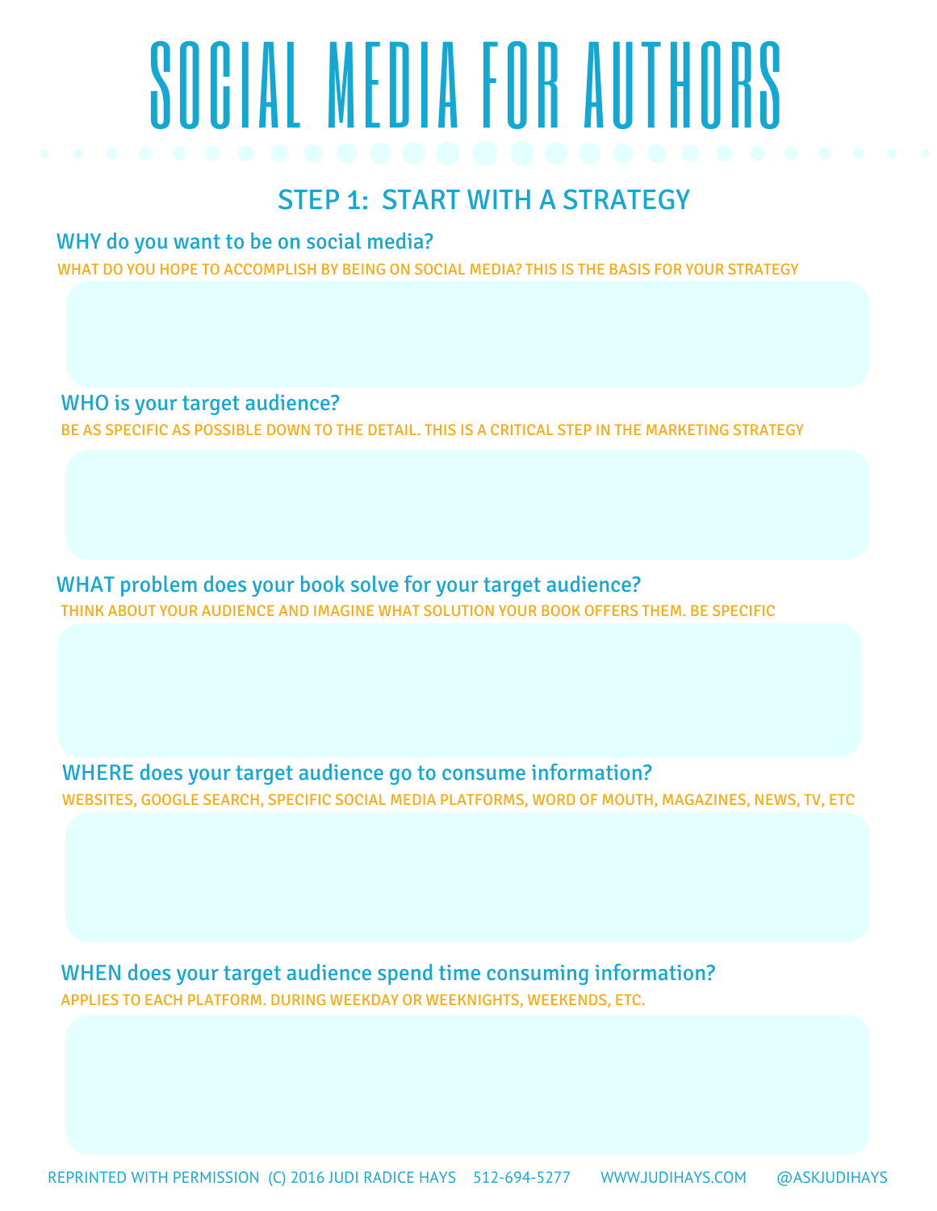# SOCIAL MEDIA FOR AUTHORS

## STEP 1: START WITH A STRATEGY

### WHY do you want to be on social media?

WHAT DO YOU HOPE TO ACCOMPLISH BY BEING ON SOCIAL MEDIA? THIS IS THE BASIS FOR YOUR STRATEGY

### WHO is your target audience?

BE AS SPECIFIC AS POSSIBLE DOWN TO THE DETAIL. THIS IS A CRITICAL STEP IN THE MARKETING STRATEGY

### WHAT problem does your book solve for your target audience?

THINK ABOUT YOUR AUDIENCE AND IMAGINE WHAT SOLUTION YOUR BOOK OFFERS THEM. BE SPECIFIC

### WHERE does your target audience go to consume information?

WEBSITES, GOOGLE SEARCH, SPECIFIC SOCIAL MEDIA PLATFORMS, WORD OF MOUTH, MAGAZINES, NEWS, TV, ETC

### WHEN does your target audience spend time consuming information?

APPLIES TO EACH PLATFORM. DURING WEEKDAY OR WEEKNIGHTS, WEEKENDS, ETC.

REPRINTED WITH PERMISSION (C) 2016 JUDI RADICE HAYS 512-694-5277 WWW.JUDIHAYS.COM @ASKJUDIHAYS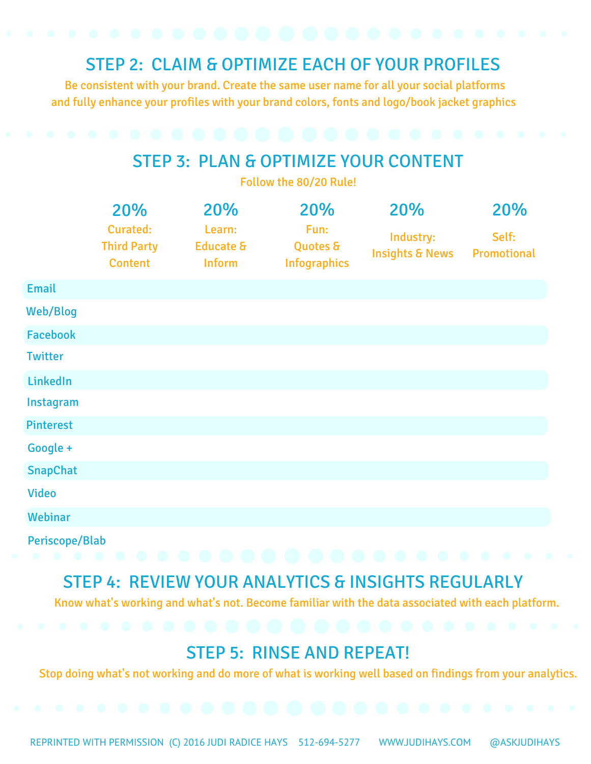## STEP 2: CLAIM & OPTIMIZE EACH OF YOUR PROFILES

Be consistent with your brand. Create the same user name for all your social platforms and fully enhance your profiles with your brand colors, fonts and logo/book jacket graphics

## STEP 3: PLAN & OPTIMIZE YOUR CONTENT

Follow the 80/20 Rule!

| | 20%<br>Curated: Third Party Content | 20%<br>Learn: Educate & Inform | 20%<br>Fun: Quotes & Infographics | 20%<br>Industry: Insights & News | 20%<br>Self: Promotional |
|---|---|---|---|---|---|
| Email | | | | | |
| Web/Blog | | | | | |
| Facebook | | | | | |
| Twitter | | | | | |
| LinkedIn | | | | | |
| Instagram | | | | | |
| Pinterest | | | | | |
| Google + | | | | | |
| SnapChat | | | | | |
| Video | | | | | |
| Webinar | | | | | |
| Periscope/Blab | | | | | |

## STEP 4: REVIEW YOUR ANALYTICS & INSIGHTS REGULARLY

Know what's working and what's not. Become familiar with the data associated with each platform.

## STEP 5: RINSE AND REPEAT!

Stop doing what's not working and do more of what is working well based on findings from your analytics.

REPRINTED WITH PERMISSION (C) 2016 JUDI RADICE HAYS 512-694-5277 WWW.JUDIHAYS.COM @ASKJUDIHAYS